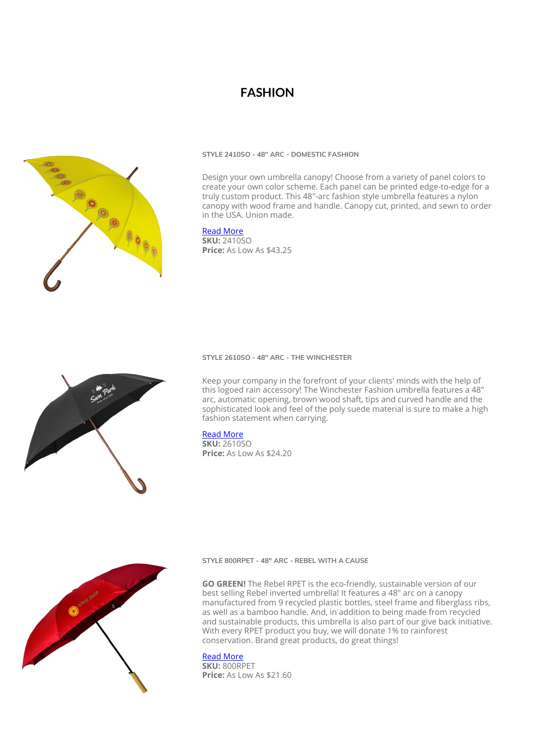# FASHION

### STYLE 2410SO - 48" ARC - DOMESTIC FASHION

Design your own umbrella canopy! Choose from a variety of panel colors to create your own color scheme. Each panel can be printed edge-to-edge for a truly custom product. This 48"-arc fashion style umbrella features a nylon canopy with wood frame and handle. Canopy cut, printed, and sewn to order in the USA. Union made.

Read More
**SKU:** 2410SO
**Price:** As Low As $43.25

### STYLE 2610SO - 48" ARC - THE WINCHESTER

Keep your company in the forefront of your clients' minds with the help of this logoed rain accessory! The Winchester Fashion umbrella features a 48" arc, automatic opening, brown wood shaft, tips and curved handle and the sophisticated look and feel of the poly suede material is sure to make a high fashion statement when carrying.

Read More
**SKU:** 2610SO
**Price:** As Low As $24.20

### STYLE 800RPET - 48" ARC - REBEL WITH A CAUSE

**GO GREEN!** The Rebel RPET is the eco-friendly, sustainable version of our best selling Rebel inverted umbrella! It features a 48" arc on a canopy manufactured from 9 recycled plastic bottles, steel frame and fiberglass ribs, as well as a bamboo handle. And, in addition to being made from recycled and sustainable products, this umbrella is also part of our give back initiative. With every RPET product you buy, we will donate 1% to rainforest conservation. Brand great products, do great things!

Read More
**SKU:** 800RPET
**Price:** As Low As $21.60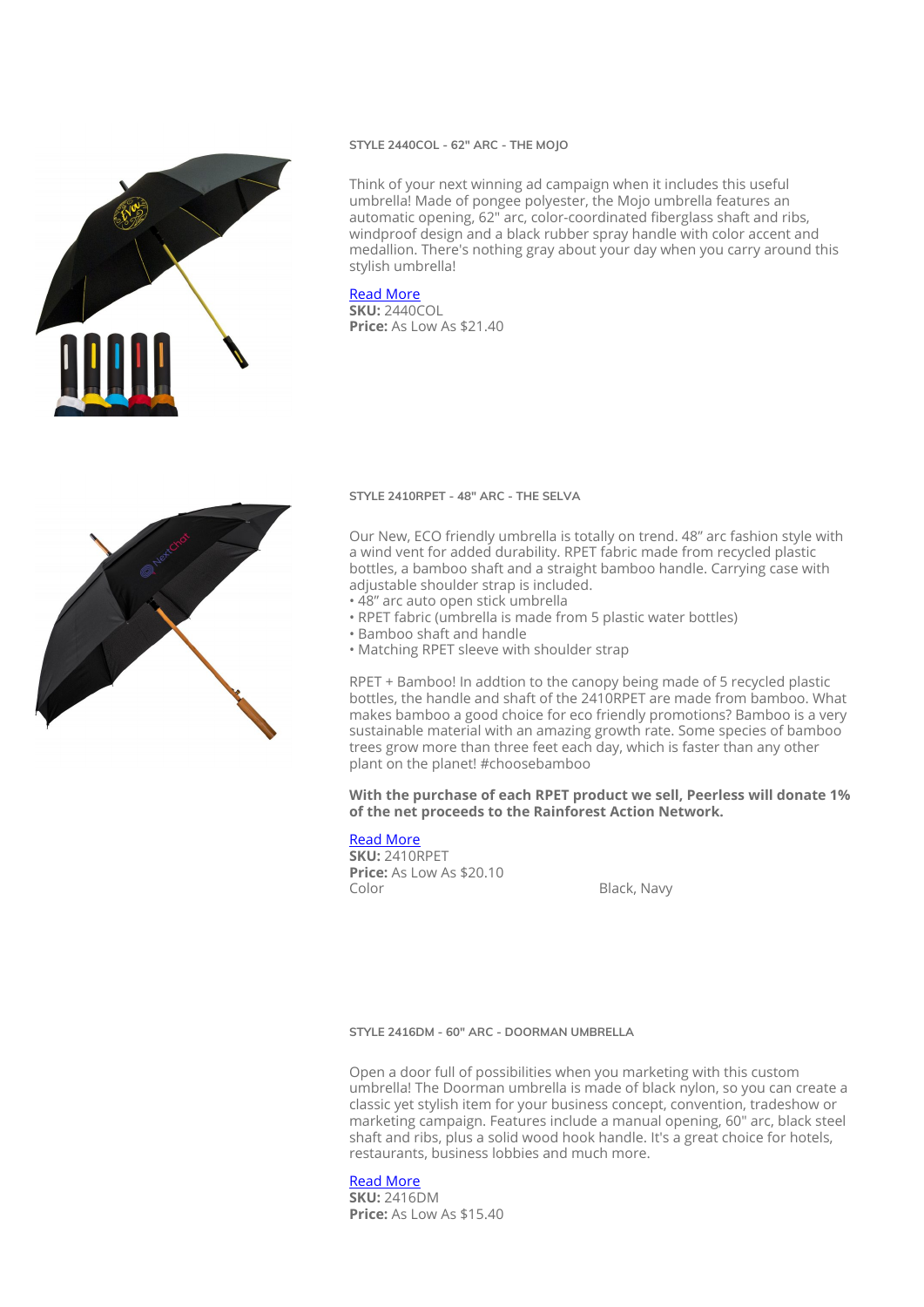### STYLE 2440COL - 62" ARC - THE MOJO

Think of your next winning ad campaign when it includes this useful umbrella! Made of pongee polyester, the Mojo umbrella features an automatic opening, 62" arc, color-coordinated fiberglass shaft and ribs, windproof design and a black rubber spray handle with color accent and medallion. There's nothing gray about your day when you carry around this stylish umbrella!

Read More
**SKU:** 2440COL
**Price:** As Low As $21.40

### STYLE 2410RPET - 48" ARC - THE SELVA

Our New, ECO friendly umbrella is totally on trend. 48" arc fashion style with a wind vent for added durability. RPET fabric made from recycled plastic bottles, a bamboo shaft and a straight bamboo handle. Carrying case with adjustable shoulder strap is included.

- 48" arc auto open stick umbrella
- RPET fabric (umbrella is made from 5 plastic water bottles)
- Bamboo shaft and handle
- Matching RPET sleeve with shoulder strap

RPET + Bamboo! In addtion to the canopy being made of 5 recycled plastic bottles, the handle and shaft of the 2410RPET are made from bamboo. What makes bamboo a good choice for eco friendly promotions? Bamboo is a very sustainable material with an amazing growth rate. Some species of bamboo trees grow more than three feet each day, which is faster than any other plant on the planet! #choosebamboo

**With the purchase of each RPET product we sell, Peerless will donate 1% of the net proceeds to the Rainforest Action Network.**

Read More
**SKU:** 2410RPET
**Price:** As Low As $20.10
Color: Black, Navy

### STYLE 2416DM - 60" ARC - DOORMAN UMBRELLA

Open a door full of possibilities when you marketing with this custom umbrella! The Doorman umbrella is made of black nylon, so you can create a classic yet stylish item for your business concept, convention, tradeshow or marketing campaign. Features include a manual opening, 60" arc, black steel shaft and ribs, plus a solid wood hook handle. It's a great choice for hotels, restaurants, business lobbies and much more.

Read More
**SKU:** 2416DM
**Price:** As Low As $15.40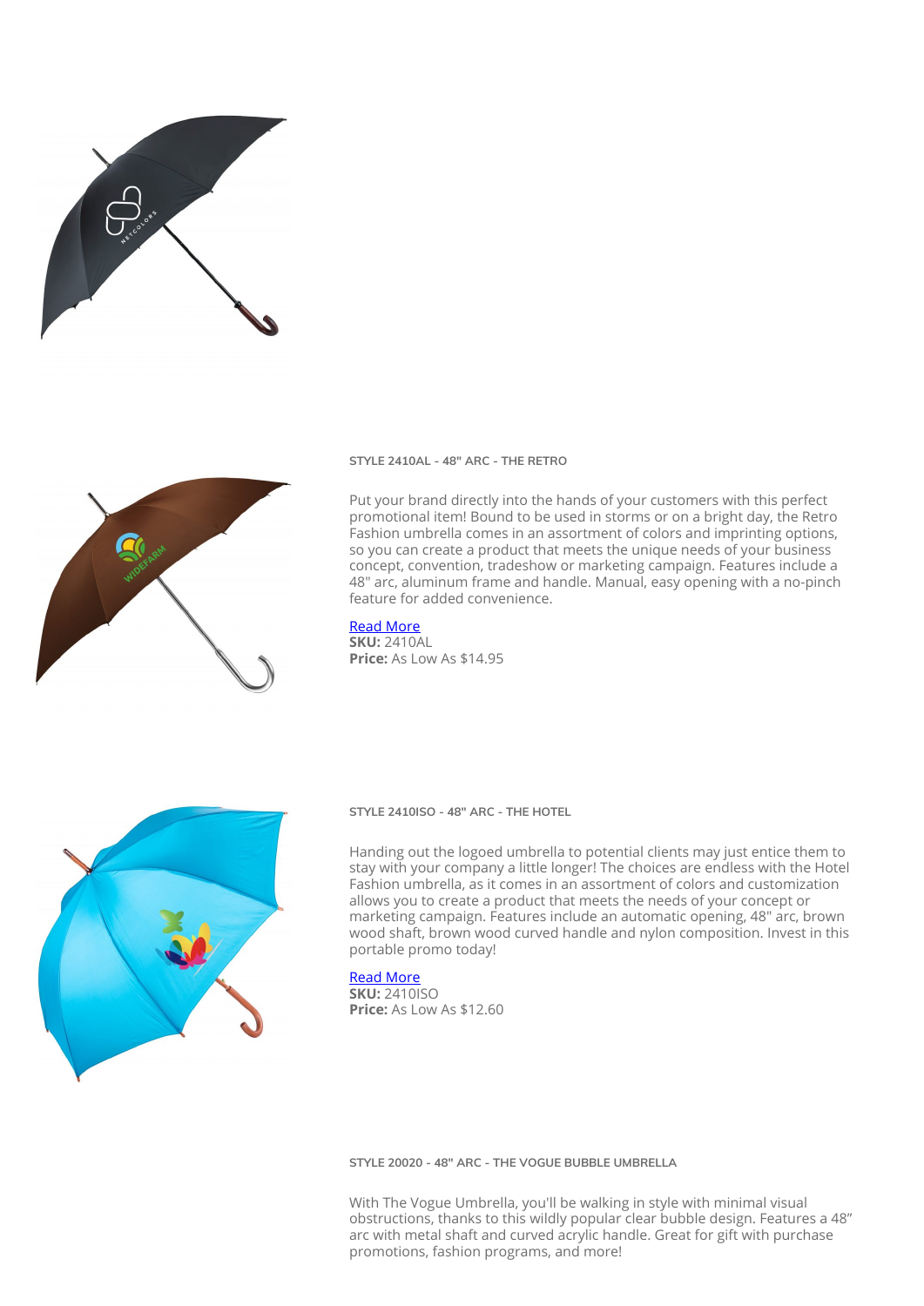### STYLE 2410AL - 48" ARC - THE RETRO

Put your brand directly into the hands of your customers with this perfect promotional item! Bound to be used in storms or on a bright day, the Retro Fashion umbrella comes in an assortment of colors and imprinting options, so you can create a product that meets the unique needs of your business concept, convention, tradeshow or marketing campaign. Features include a 48" arc, aluminum frame and handle. Manual, easy opening with a no-pinch feature for added convenience.

Read More
**SKU:** 2410AL
**Price:** As Low As $14.95

### STYLE 2410ISO - 48" ARC - THE HOTEL

Handing out the logoed umbrella to potential clients may just entice them to stay with your company a little longer! The choices are endless with the Hotel Fashion umbrella, as it comes in an assortment of colors and customization allows you to create a product that meets the needs of your concept or marketing campaign. Features include an automatic opening, 48" arc, brown wood shaft, brown wood curved handle and nylon composition. Invest in this portable promo today!

Read More
**SKU:** 2410ISO
**Price:** As Low As $12.60

### STYLE 20020 - 48" ARC - THE VOGUE BUBBLE UMBRELLA

With The Vogue Umbrella, you'll be walking in style with minimal visual obstructions, thanks to this wildly popular clear bubble design. Features a 48" arc with metal shaft and curved acrylic handle. Great for gift with purchase promotions, fashion programs, and more!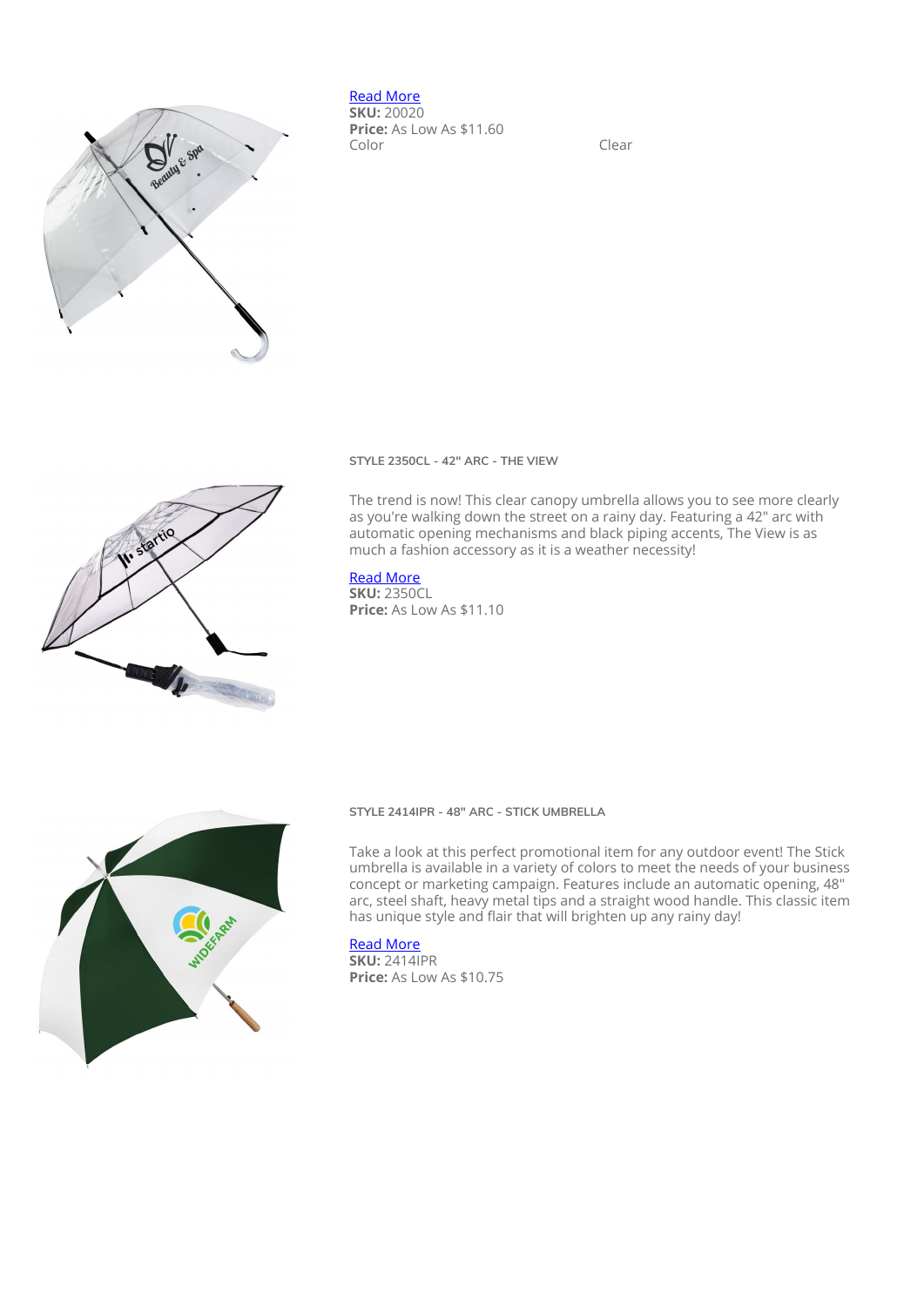[Read More](#)
**SKU:** 20020
**Price:** As Low As $11.60

| | |
|---|---|
| Color | Clear |

### STYLE 2350CL - 42" ARC - THE VIEW

The trend is now! This clear canopy umbrella allows you to see more clearly as you're walking down the street on a rainy day. Featuring a 42" arc with automatic opening mechanisms and black piping accents, The View is as much a fashion accessory as it is a weather necessity!

[Read More](#)
**SKU:** 2350CL
**Price:** As Low As $11.10

### STYLE 2414IPR - 48" ARC - STICK UMBRELLA

Take a look at this perfect promotional item for any outdoor event! The Stick umbrella is available in a variety of colors to meet the needs of your business concept or marketing campaign. Features include an automatic opening, 48" arc, steel shaft, heavy metal tips and a straight wood handle. This classic item has unique style and flair that will brighten up any rainy day!

[Read More](#)
**SKU:** 2414IPR
**Price:** As Low As $10.75